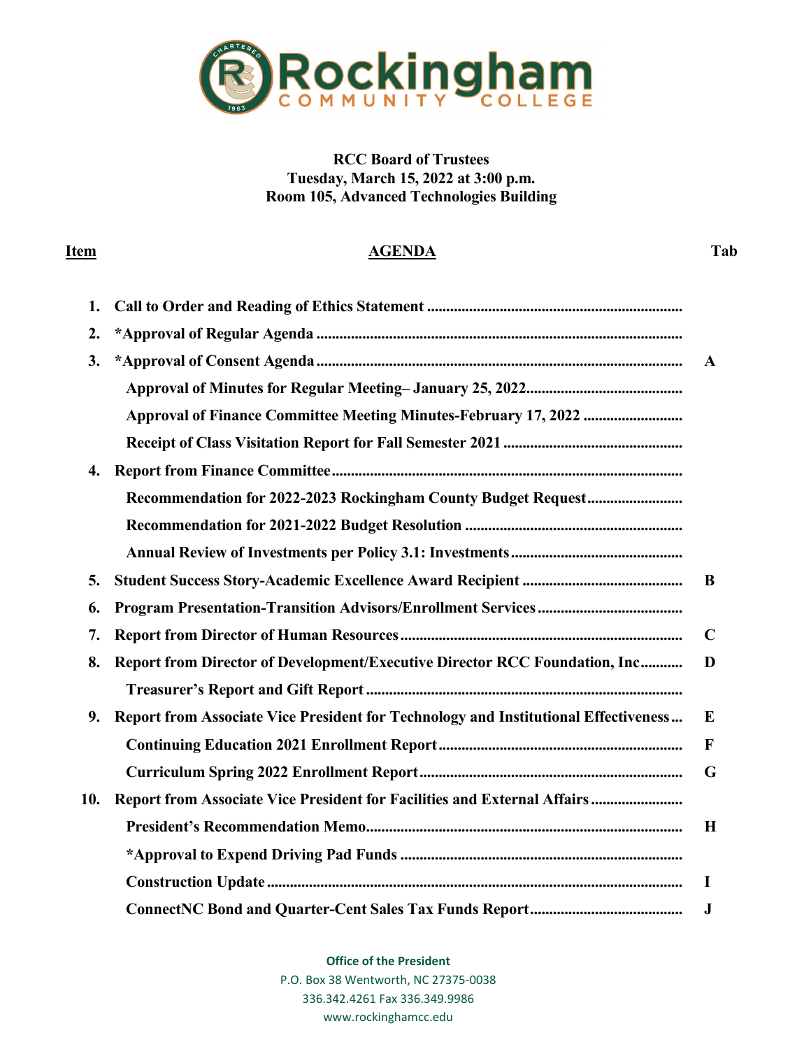# Rockingham Community College

**RCC Board of Trustees**
**Tuesday, March 15, 2022 at 3:00 p.m.**
**Room 105, Advanced Technologies Building**

| Item | AGENDA | Tab |
|---|---|---|
| 1. | **Call to Order and Reading of Ethics Statement** | |
| 2. | **\*Approval of Regular Agenda** | |
| 3. | **\*Approval of Consent Agenda** | A |
| | **Approval of Minutes for Regular Meeting– January 25, 2022** | |
| | **Approval of Finance Committee Meeting Minutes-February 17, 2022** | |
| | **Receipt of Class Visitation Report for Fall Semester 2021** | |
| 4. | **Report from Finance Committee** | |
| | **Recommendation for 2022-2023 Rockingham County Budget Request** | |
| | **Recommendation for 2021-2022 Budget Resolution** | |
| | **Annual Review of Investments per Policy 3.1: Investments** | |
| 5. | **Student Success Story-Academic Excellence Award Recipient** | B |
| 6. | **Program Presentation-Transition Advisors/Enrollment Services** | |
| 7. | **Report from Director of Human Resources** | C |
| 8. | **Report from Director of Development/Executive Director RCC Foundation, Inc** | D |
| | **Treasurer's Report and Gift Report** | |
| 9. | **Report from Associate Vice President for Technology and Institutional Effectiveness** | E |
| | **Continuing Education 2021 Enrollment Report** | F |
| | **Curriculum Spring 2022 Enrollment Report** | G |
| 10. | **Report from Associate Vice President for Facilities and External Affairs** | |
| | **President's Recommendation Memo** | H |
| | **\*Approval to Expend Driving Pad Funds** | |
| | **Construction Update** | I |
| | **ConnectNC Bond and Quarter-Cent Sales Tax Funds Report** | J |

**Office of the President**
P.O. Box 38 Wentworth, NC 27375-0038
336.342.4261 Fax 336.349.9986
www.rockinghamcc.edu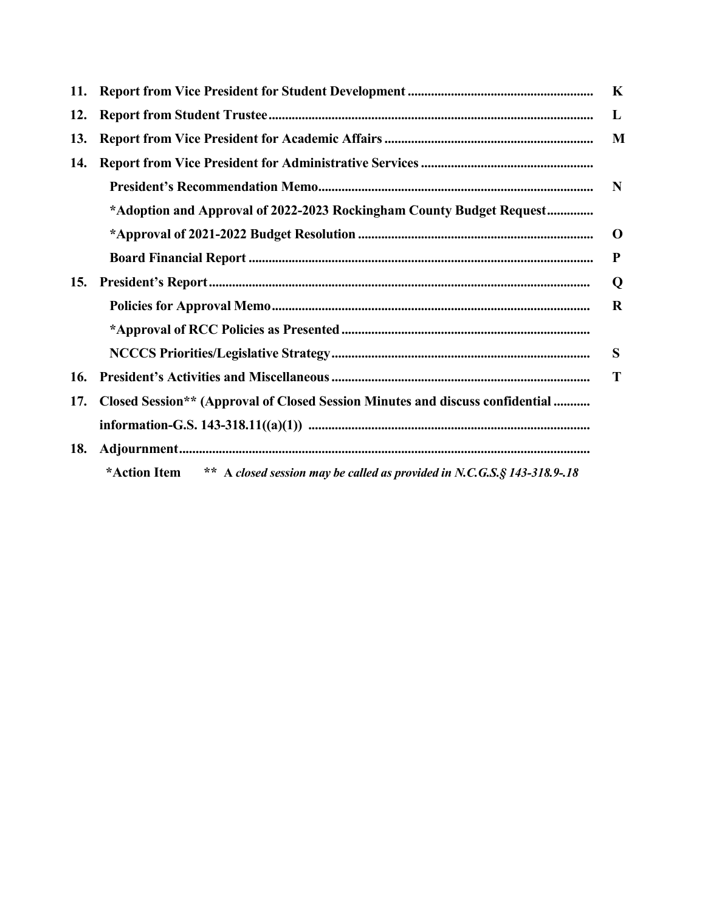| | | |
|---|---|---|
| **11.** | **Report from Vice President for Student Development** | **K** |
| **12.** | **Report from Student Trustee** | **L** |
| **13.** | **Report from Vice President for Academic Affairs** | **M** |
| **14.** | **Report from Vice President for Administrative Services** | |
| | **President's Recommendation Memo** | **N** |
| | **\*Adoption and Approval of 2022-2023 Rockingham County Budget Request** | |
| | **\*Approval of 2021-2022 Budget Resolution** | **O** |
| | **Board Financial Report** | **P** |
| **15.** | **President's Report** | **Q** |
| | **Policies for Approval Memo** | **R** |
| | **\*Approval of RCC Policies as Presented** | |
| | **NCCCS Priorities/Legislative Strategy** | **S** |
| **16.** | **President's Activities and Miscellaneous** | **T** |
| **17.** | **Closed Session\*\* (Approval of Closed Session Minutes and discuss confidential information-G.S. 143-318.11((a)(1))** | |
| **18.** | **Adjournment** | |

**\*Action Item** &nbsp;&nbsp;&nbsp; **\*\* A** ***closed session may be called as provided in N.C.G.S.§ 143-318.9-.18***